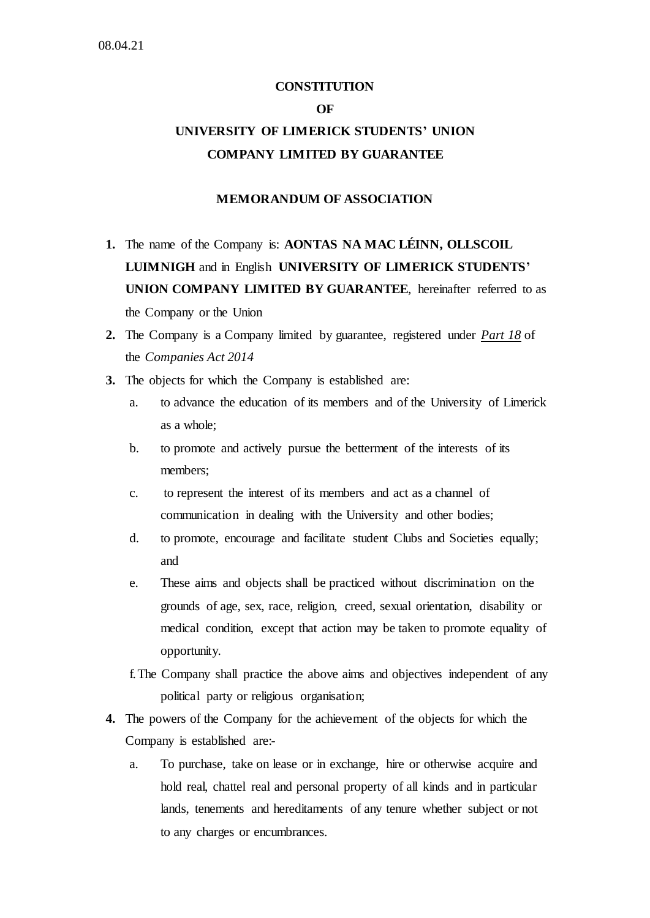08.04.21

# CONSTITUTION

# OF

# UNIVERSITY OF LIMERICK STUDENTS' UNION COMPANY LIMITED BY GUARANTEE

## MEMORANDUM OF ASSOCIATION

1. The name of the Company is: **AONTAS NA MAC LÉINN, OLLSCOIL LUIMNIGH** and in English **UNIVERSITY OF LIMERICK STUDENTS' UNION COMPANY LIMITED BY GUARANTEE**, hereinafter referred to as the Company or the Union
2. The Company is a Company limited by guarantee, registered under ***Part 18*** of the *Companies Act 2014*
3. The objects for which the Company is established are:
   a. to advance the education of its members and of the University of Limerick as a whole;
   b. to promote and actively pursue the betterment of the interests of its members;
   c. to represent the interest of its members and act as a channel of communication in dealing with the University and other bodies;
   d. to promote, encourage and facilitate student Clubs and Societies equally; and
   e. These aims and objects shall be practiced without discrimination on the grounds of age, sex, race, religion, creed, sexual orientation, disability or medical condition, except that action may be taken to promote equality of opportunity.
   f. The Company shall practice the above aims and objectives independent of any political party or religious organisation;
4. The powers of the Company for the achievement of the objects for which the Company is established are:-
   a. To purchase, take on lease or in exchange, hire or otherwise acquire and hold real, chattel real and personal property of all kinds and in particular lands, tenements and hereditaments of any tenure whether subject or not to any charges or encumbrances.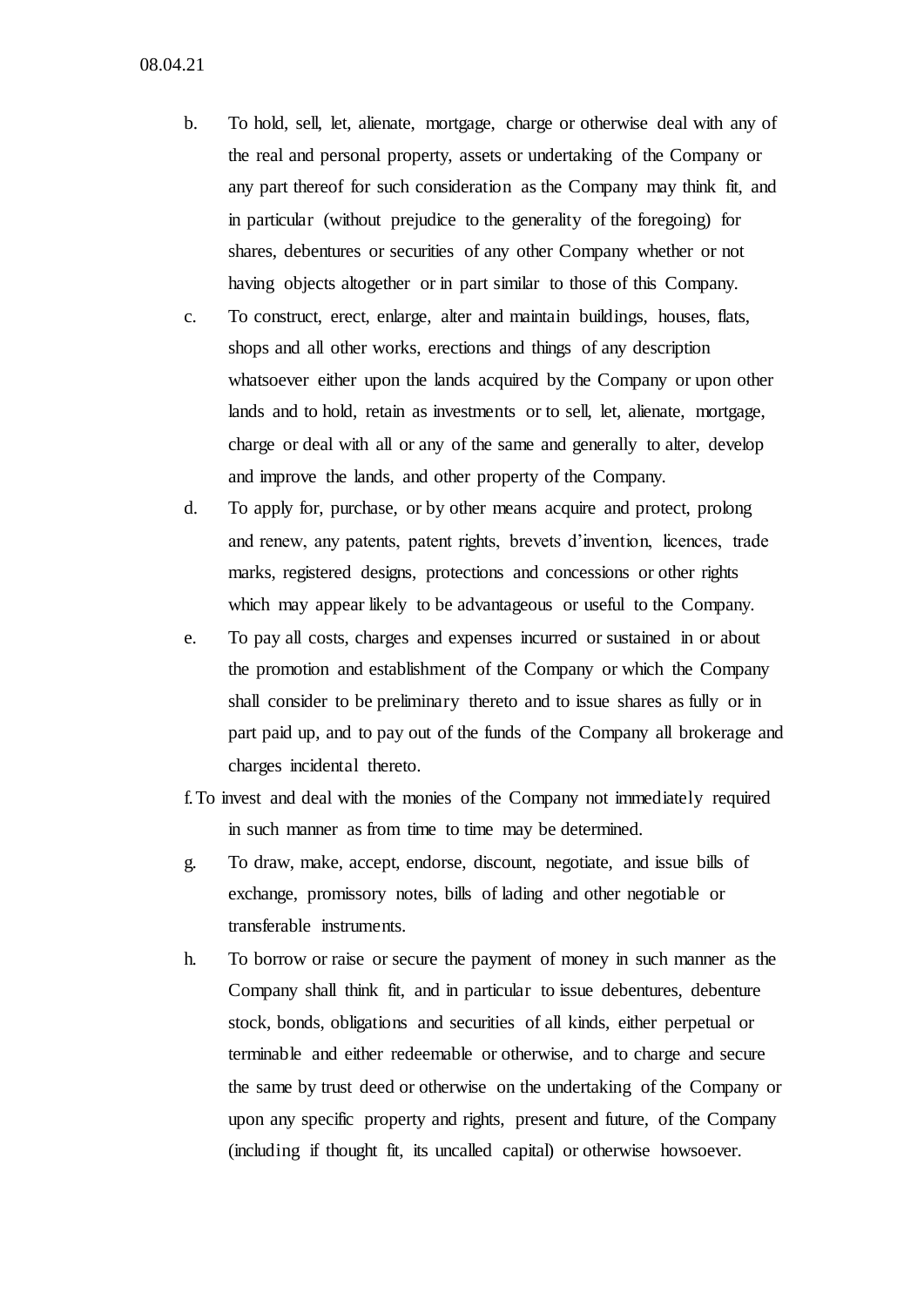b. To hold, sell, let, alienate, mortgage, charge or otherwise deal with any of the real and personal property, assets or undertaking of the Company or any part thereof for such consideration as the Company may think fit, and in particular (without prejudice to the generality of the foregoing) for shares, debentures or securities of any other Company whether or not having objects altogether or in part similar to those of this Company.

c. To construct, erect, enlarge, alter and maintain buildings, houses, flats, shops and all other works, erections and things of any description whatsoever either upon the lands acquired by the Company or upon other lands and to hold, retain as investments or to sell, let, alienate, mortgage, charge or deal with all or any of the same and generally to alter, develop and improve the lands, and other property of the Company.

d. To apply for, purchase, or by other means acquire and protect, prolong and renew, any patents, patent rights, brevets d'invention, licences, trade marks, registered designs, protections and concessions or other rights which may appear likely to be advantageous or useful to the Company.

e. To pay all costs, charges and expenses incurred or sustained in or about the promotion and establishment of the Company or which the Company shall consider to be preliminary thereto and to issue shares as fully or in part paid up, and to pay out of the funds of the Company all brokerage and charges incidental thereto.

f. To invest and deal with the monies of the Company not immediately required in such manner as from time to time may be determined.

g. To draw, make, accept, endorse, discount, negotiate, and issue bills of exchange, promissory notes, bills of lading and other negotiable or transferable instruments.

h. To borrow or raise or secure the payment of money in such manner as the Company shall think fit, and in particular to issue debentures, debenture stock, bonds, obligations and securities of all kinds, either perpetual or terminable and either redeemable or otherwise, and to charge and secure the same by trust deed or otherwise on the undertaking of the Company or upon any specific property and rights, present and future, of the Company (including if thought fit, its uncalled capital) or otherwise howsoever.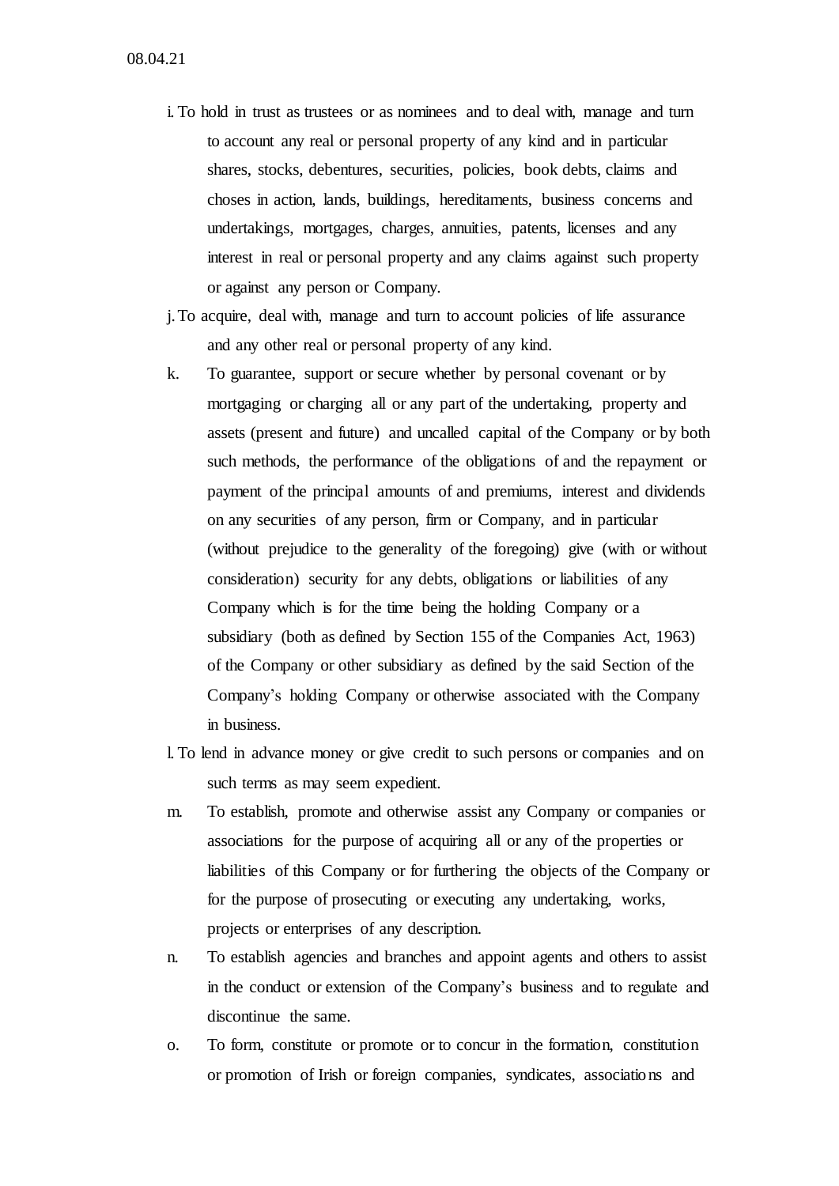08.04.21

i. To hold in trust as trustees or as nominees and to deal with, manage and turn to account any real or personal property of any kind and in particular shares, stocks, debentures, securities, policies, book debts, claims and choses in action, lands, buildings, hereditaments, business concerns and undertakings, mortgages, charges, annuities, patents, licenses and any interest in real or personal property and any claims against such property or against any person or Company.

j. To acquire, deal with, manage and turn to account policies of life assurance and any other real or personal property of any kind.

k. To guarantee, support or secure whether by personal covenant or by mortgaging or charging all or any part of the undertaking, property and assets (present and future) and uncalled capital of the Company or by both such methods, the performance of the obligations of and the repayment or payment of the principal amounts of and premiums, interest and dividends on any securities of any person, firm or Company, and in particular (without prejudice to the generality of the foregoing) give (with or without consideration) security for any debts, obligations or liabilities of any Company which is for the time being the holding Company or a subsidiary (both as defined by Section 155 of the Companies Act, 1963) of the Company or other subsidiary as defined by the said Section of the Company's holding Company or otherwise associated with the Company in business.

l. To lend in advance money or give credit to such persons or companies and on such terms as may seem expedient.

m. To establish, promote and otherwise assist any Company or companies or associations for the purpose of acquiring all or any of the properties or liabilities of this Company or for furthering the objects of the Company or for the purpose of prosecuting or executing any undertaking, works, projects or enterprises of any description.

n. To establish agencies and branches and appoint agents and others to assist in the conduct or extension of the Company's business and to regulate and discontinue the same.

o. To form, constitute or promote or to concur in the formation, constitution or promotion of Irish or foreign companies, syndicates, associations and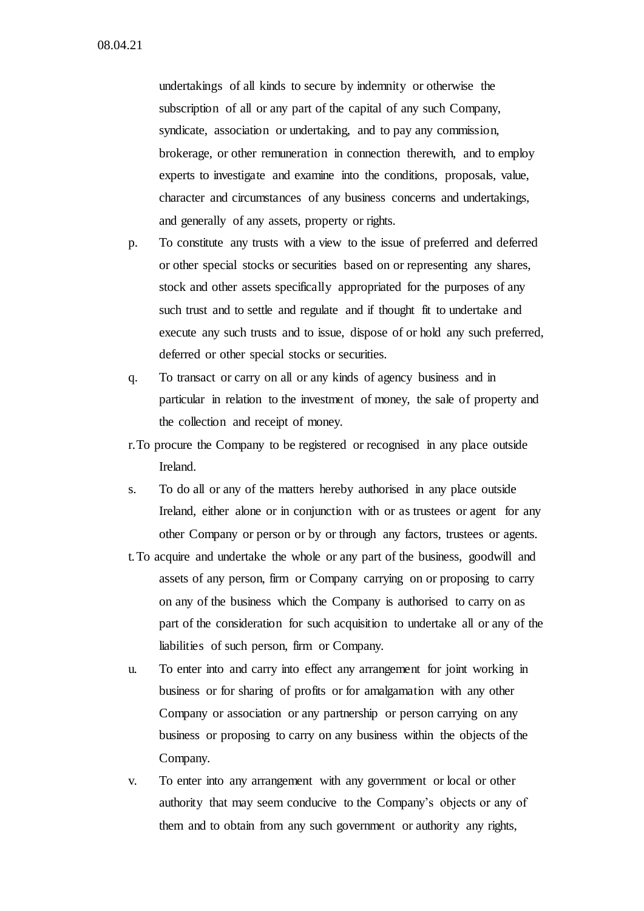undertakings of all kinds to secure by indemnity or otherwise the subscription of all or any part of the capital of any such Company, syndicate, association or undertaking, and to pay any commission, brokerage, or other remuneration in connection therewith, and to employ experts to investigate and examine into the conditions, proposals, value, character and circumstances of any business concerns and undertakings, and generally of any assets, property or rights.

p. To constitute any trusts with a view to the issue of preferred and deferred or other special stocks or securities based on or representing any shares, stock and other assets specifically appropriated for the purposes of any such trust and to settle and regulate and if thought fit to undertake and execute any such trusts and to issue, dispose of or hold any such preferred, deferred or other special stocks or securities.

q. To transact or carry on all or any kinds of agency business and in particular in relation to the investment of money, the sale of property and the collection and receipt of money.

r. To procure the Company to be registered or recognised in any place outside Ireland.

s. To do all or any of the matters hereby authorised in any place outside Ireland, either alone or in conjunction with or as trustees or agent for any other Company or person or by or through any factors, trustees or agents.

t. To acquire and undertake the whole or any part of the business, goodwill and assets of any person, firm or Company carrying on or proposing to carry on any of the business which the Company is authorised to carry on as part of the consideration for such acquisition to undertake all or any of the liabilities of such person, firm or Company.

u. To enter into and carry into effect any arrangement for joint working in business or for sharing of profits or for amalgamation with any other Company or association or any partnership or person carrying on any business or proposing to carry on any business within the objects of the Company.

v. To enter into any arrangement with any government or local or other authority that may seem conducive to the Company's objects or any of them and to obtain from any such government or authority any rights,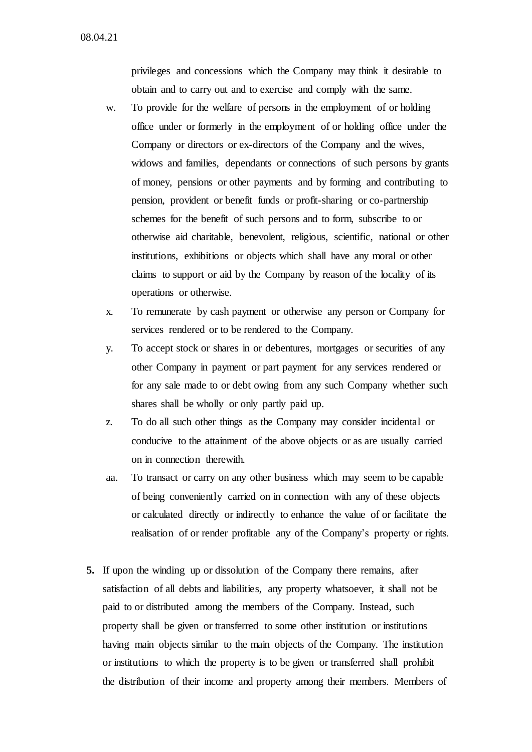privileges and concessions which the Company may think it desirable to obtain and to carry out and to exercise and comply with the same.

w. To provide for the welfare of persons in the employment of or holding office under or formerly in the employment of or holding office under the Company or directors or ex-directors of the Company and the wives, widows and families, dependants or connections of such persons by grants of money, pensions or other payments and by forming and contributing to pension, provident or benefit funds or profit-sharing or co-partnership schemes for the benefit of such persons and to form, subscribe to or otherwise aid charitable, benevolent, religious, scientific, national or other institutions, exhibitions or objects which shall have any moral or other claims to support or aid by the Company by reason of the locality of its operations or otherwise.

x. To remunerate by cash payment or otherwise any person or Company for services rendered or to be rendered to the Company.

y. To accept stock or shares in or debentures, mortgages or securities of any other Company in payment or part payment for any services rendered or for any sale made to or debt owing from any such Company whether such shares shall be wholly or only partly paid up.

z. To do all such other things as the Company may consider incidental or conducive to the attainment of the above objects or as are usually carried on in connection therewith.

aa. To transact or carry on any other business which may seem to be capable of being conveniently carried on in connection with any of these objects or calculated directly or indirectly to enhance the value of or facilitate the realisation of or render profitable any of the Company's property or rights.

**5.** If upon the winding up or dissolution of the Company there remains, after satisfaction of all debts and liabilities, any property whatsoever, it shall not be paid to or distributed among the members of the Company. Instead, such property shall be given or transferred to some other institution or institutions having main objects similar to the main objects of the Company. The institution or institutions to which the property is to be given or transferred shall prohibit the distribution of their income and property among their members. Members of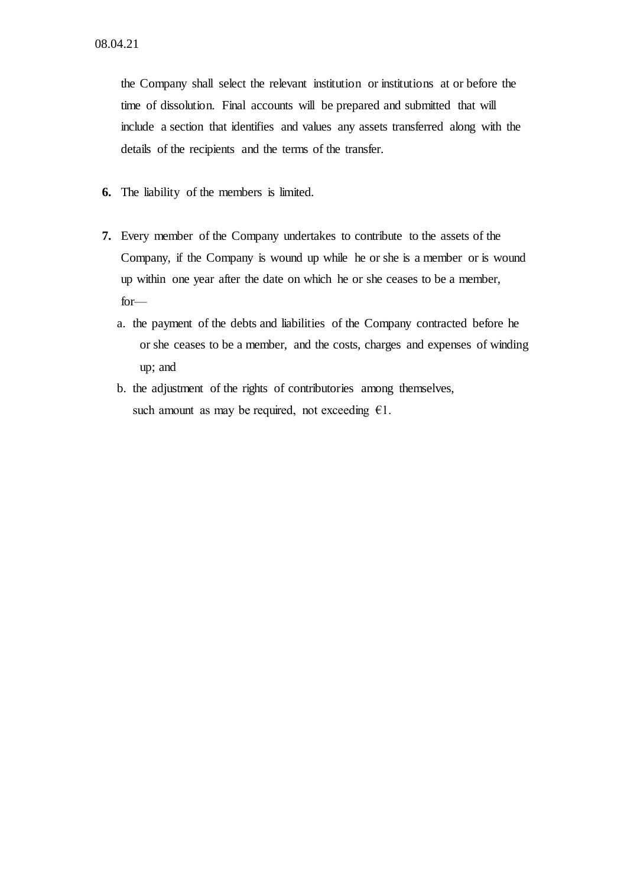the Company shall select the relevant institution or institutions at or before the time of dissolution. Final accounts will be prepared and submitted that will include a section that identifies and values any assets transferred along with the details of the recipients and the terms of the transfer.

**6.** The liability of the members is limited.

**7.** Every member of the Company undertakes to contribute to the assets of the Company, if the Company is wound up while he or she is a member or is wound up within one year after the date on which he or she ceases to be a member, for—

a. the payment of the debts and liabilities of the Company contracted before he or she ceases to be a member, and the costs, charges and expenses of winding up; and

b. the adjustment of the rights of contributories among themselves,

such amount as may be required, not exceeding €1.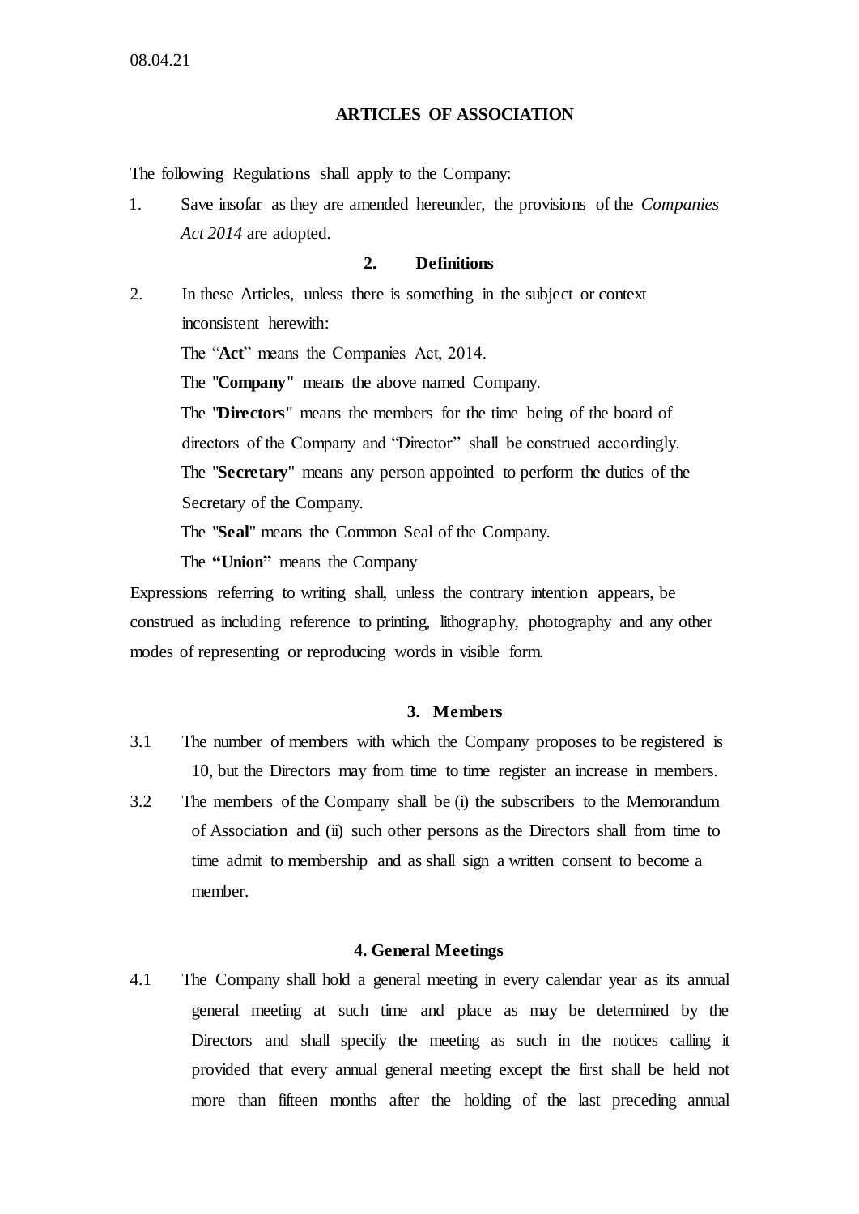08.04.21

## ARTICLES OF ASSOCIATION

The following Regulations shall apply to the Company:

1. Save insofar as they are amended hereunder, the provisions of the *Companies Act 2014* are adopted.

### 2. Definitions

2. In these Articles, unless there is something in the subject or context inconsistent herewith:

   The "**Act**" means the Companies Act, 2014.

   The "**Company**" means the above named Company.

   The "**Directors**" means the members for the time being of the board of directors of the Company and "Director" shall be construed accordingly.

   The "**Secretary**" means any person appointed to perform the duties of the Secretary of the Company.

   The "**Seal**" means the Common Seal of the Company.

   The **"Union"** means the Company

Expressions referring to writing shall, unless the contrary intention appears, be construed as including reference to printing, lithography, photography and any other modes of representing or reproducing words in visible form.

### 3. Members

3.1 The number of members with which the Company proposes to be registered is 10, but the Directors may from time to time register an increase in members.

3.2 The members of the Company shall be (i) the subscribers to the Memorandum of Association and (ii) such other persons as the Directors shall from time to time admit to membership and as shall sign a written consent to become a member.

### 4. General Meetings

4.1 The Company shall hold a general meeting in every calendar year as its annual general meeting at such time and place as may be determined by the Directors and shall specify the meeting as such in the notices calling it provided that every annual general meeting except the first shall be held not more than fifteen months after the holding of the last preceding annual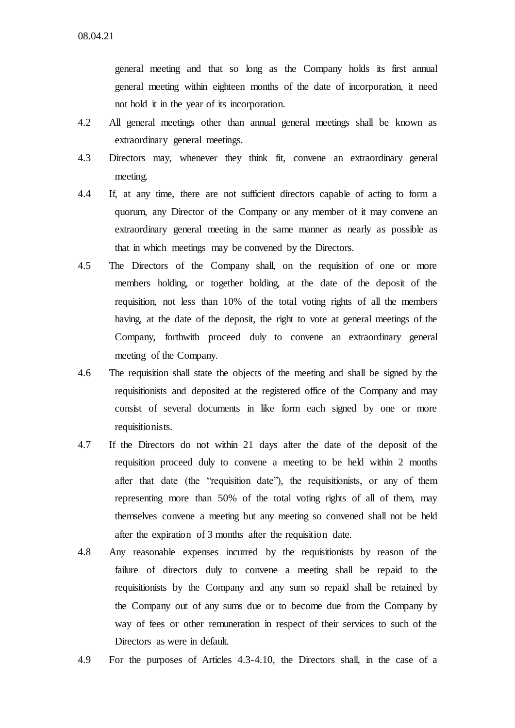general meeting and that so long as the Company holds its first annual general meeting within eighteen months of the date of incorporation, it need not hold it in the year of its incorporation.

4.2 All general meetings other than annual general meetings shall be known as extraordinary general meetings.

4.3 Directors may, whenever they think fit, convene an extraordinary general meeting.

4.4 If, at any time, there are not sufficient directors capable of acting to form a quorum, any Director of the Company or any member of it may convene an extraordinary general meeting in the same manner as nearly as possible as that in which meetings may be convened by the Directors.

4.5 The Directors of the Company shall, on the requisition of one or more members holding, or together holding, at the date of the deposit of the requisition, not less than 10% of the total voting rights of all the members having, at the date of the deposit, the right to vote at general meetings of the Company, forthwith proceed duly to convene an extraordinary general meeting of the Company.

4.6 The requisition shall state the objects of the meeting and shall be signed by the requisitionists and deposited at the registered office of the Company and may consist of several documents in like form each signed by one or more requisitionists.

4.7 If the Directors do not within 21 days after the date of the deposit of the requisition proceed duly to convene a meeting to be held within 2 months after that date (the "requisition date"), the requisitionists, or any of them representing more than 50% of the total voting rights of all of them, may themselves convene a meeting but any meeting so convened shall not be held after the expiration of 3 months after the requisition date.

4.8 Any reasonable expenses incurred by the requisitionists by reason of the failure of directors duly to convene a meeting shall be repaid to the requisitionists by the Company and any sum so repaid shall be retained by the Company out of any sums due or to become due from the Company by way of fees or other remuneration in respect of their services to such of the Directors as were in default.

4.9 For the purposes of Articles 4.3-4.10, the Directors shall, in the case of a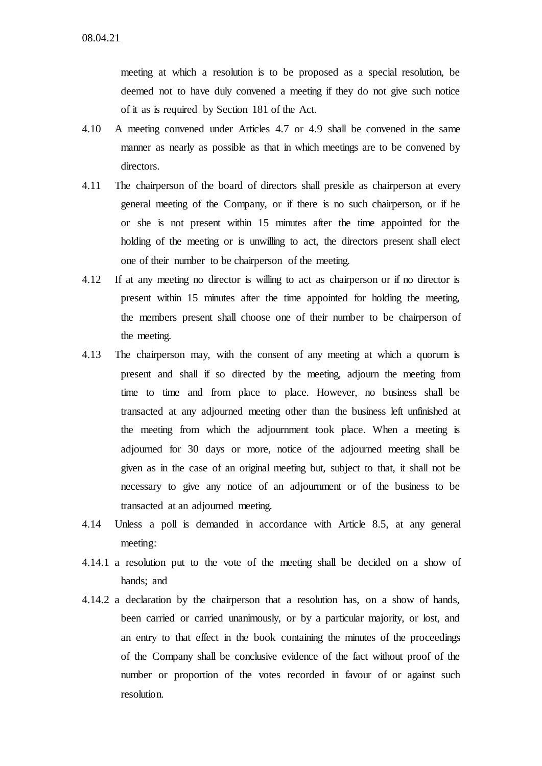meeting at which a resolution is to be proposed as a special resolution, be deemed not to have duly convened a meeting if they do not give such notice of it as is required by Section 181 of the Act.

4.10 A meeting convened under Articles 4.7 or 4.9 shall be convened in the same manner as nearly as possible as that in which meetings are to be convened by directors.

4.11 The chairperson of the board of directors shall preside as chairperson at every general meeting of the Company, or if there is no such chairperson, or if he or she is not present within 15 minutes after the time appointed for the holding of the meeting or is unwilling to act, the directors present shall elect one of their number to be chairperson of the meeting.

4.12 If at any meeting no director is willing to act as chairperson or if no director is present within 15 minutes after the time appointed for holding the meeting, the members present shall choose one of their number to be chairperson of the meeting.

4.13 The chairperson may, with the consent of any meeting at which a quorum is present and shall if so directed by the meeting, adjourn the meeting from time to time and from place to place. However, no business shall be transacted at any adjourned meeting other than the business left unfinished at the meeting from which the adjournment took place. When a meeting is adjourned for 30 days or more, notice of the adjourned meeting shall be given as in the case of an original meeting but, subject to that, it shall not be necessary to give any notice of an adjournment or of the business to be transacted at an adjourned meeting.

4.14 Unless a poll is demanded in accordance with Article 8.5, at any general meeting:

4.14.1 a resolution put to the vote of the meeting shall be decided on a show of hands; and

4.14.2 a declaration by the chairperson that a resolution has, on a show of hands, been carried or carried unanimously, or by a particular majority, or lost, and an entry to that effect in the book containing the minutes of the proceedings of the Company shall be conclusive evidence of the fact without proof of the number or proportion of the votes recorded in favour of or against such resolution.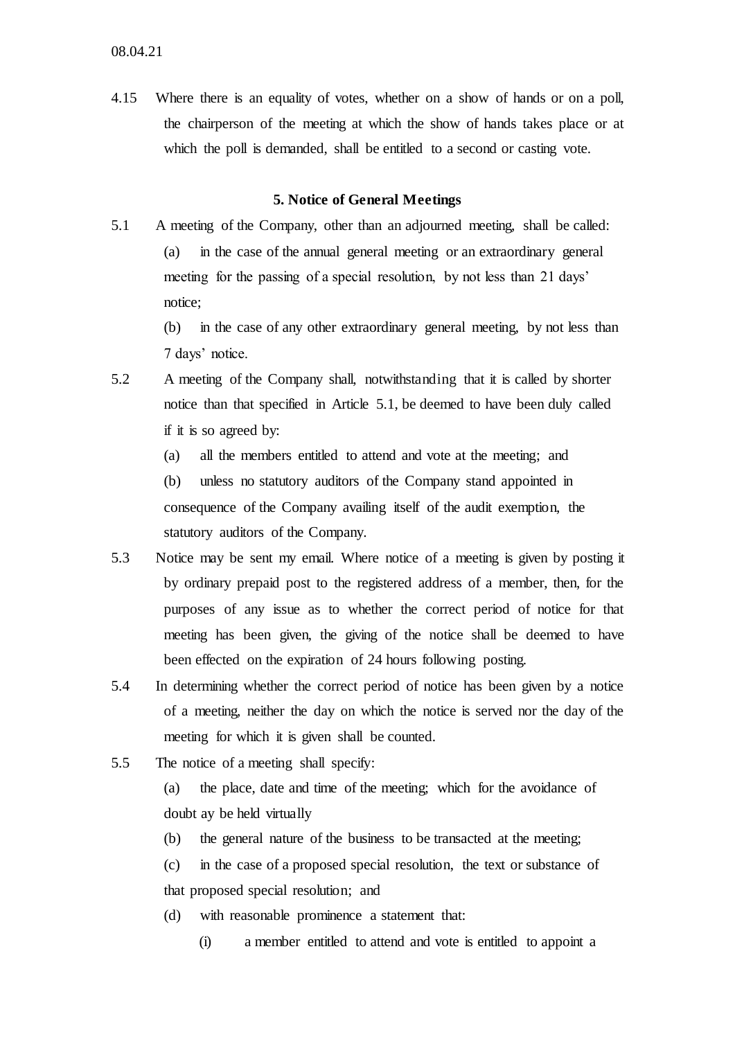4.15 Where there is an equality of votes, whether on a show of hands or on a poll, the chairperson of the meeting at which the show of hands takes place or at which the poll is demanded, shall be entitled to a second or casting vote.

## 5. Notice of General Meetings

5.1 A meeting of the Company, other than an adjourned meeting, shall be called:

(a) in the case of the annual general meeting or an extraordinary general meeting for the passing of a special resolution, by not less than 21 days' notice;

(b) in the case of any other extraordinary general meeting, by not less than 7 days' notice.

5.2 A meeting of the Company shall, notwithstanding that it is called by shorter notice than that specified in Article 5.1, be deemed to have been duly called if it is so agreed by:

(a) all the members entitled to attend and vote at the meeting; and

(b) unless no statutory auditors of the Company stand appointed in consequence of the Company availing itself of the audit exemption, the statutory auditors of the Company.

5.3 Notice may be sent my email. Where notice of a meeting is given by posting it by ordinary prepaid post to the registered address of a member, then, for the purposes of any issue as to whether the correct period of notice for that meeting has been given, the giving of the notice shall be deemed to have been effected on the expiration of 24 hours following posting.

5.4 In determining whether the correct period of notice has been given by a notice of a meeting, neither the day on which the notice is served nor the day of the meeting for which it is given shall be counted.

5.5 The notice of a meeting shall specify:

(a) the place, date and time of the meeting; which for the avoidance of doubt ay be held virtually

(b) the general nature of the business to be transacted at the meeting;

(c) in the case of a proposed special resolution, the text or substance of that proposed special resolution; and

(d) with reasonable prominence a statement that:

(i) a member entitled to attend and vote is entitled to appoint a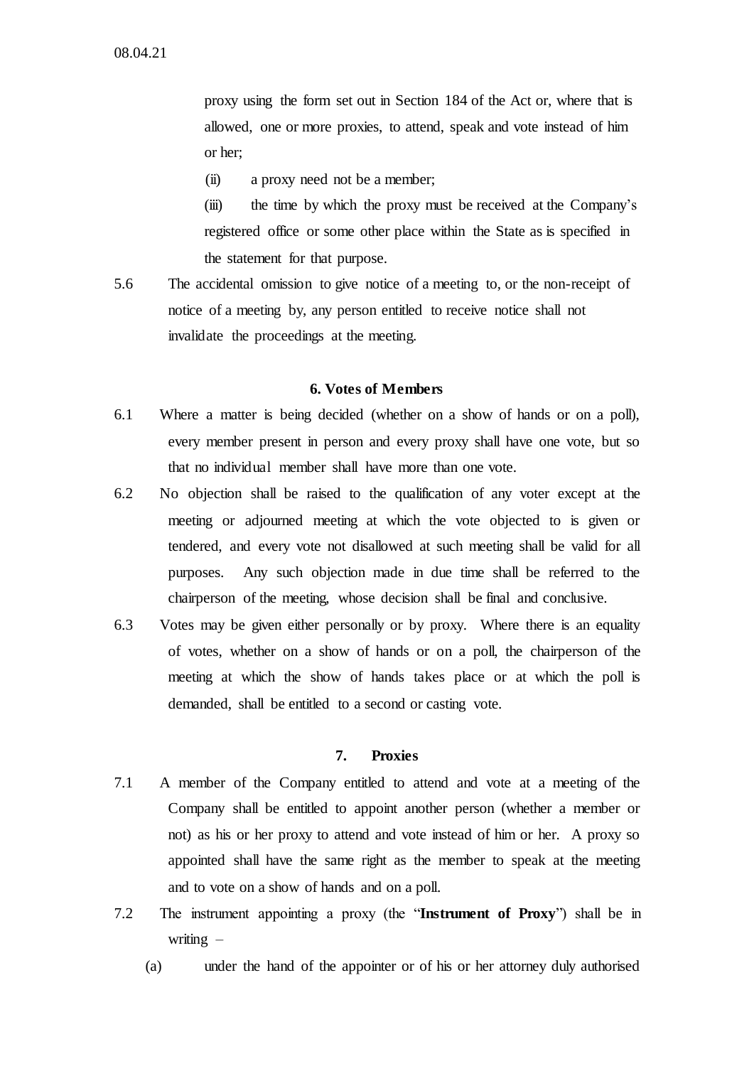proxy using the form set out in Section 184 of the Act or, where that is allowed, one or more proxies, to attend, speak and vote instead of him or her;

(ii) a proxy need not be a member;

(iii) the time by which the proxy must be received at the Company's registered office or some other place within the State as is specified in the statement for that purpose.

5.6 The accidental omission to give notice of a meeting to, or the non-receipt of notice of a meeting by, any person entitled to receive notice shall not invalidate the proceedings at the meeting.

## 6. Votes of Members

6.1 Where a matter is being decided (whether on a show of hands or on a poll), every member present in person and every proxy shall have one vote, but so that no individual member shall have more than one vote.

6.2 No objection shall be raised to the qualification of any voter except at the meeting or adjourned meeting at which the vote objected to is given or tendered, and every vote not disallowed at such meeting shall be valid for all purposes. Any such objection made in due time shall be referred to the chairperson of the meeting, whose decision shall be final and conclusive.

6.3 Votes may be given either personally or by proxy. Where there is an equality of votes, whether on a show of hands or on a poll, the chairperson of the meeting at which the show of hands takes place or at which the poll is demanded, shall be entitled to a second or casting vote.

## 7. Proxies

7.1 A member of the Company entitled to attend and vote at a meeting of the Company shall be entitled to appoint another person (whether a member or not) as his or her proxy to attend and vote instead of him or her. A proxy so appointed shall have the same right as the member to speak at the meeting and to vote on a show of hands and on a poll.

7.2 The instrument appointing a proxy (the "**Instrument of Proxy**") shall be in writing –

(a) under the hand of the appointer or of his or her attorney duly authorised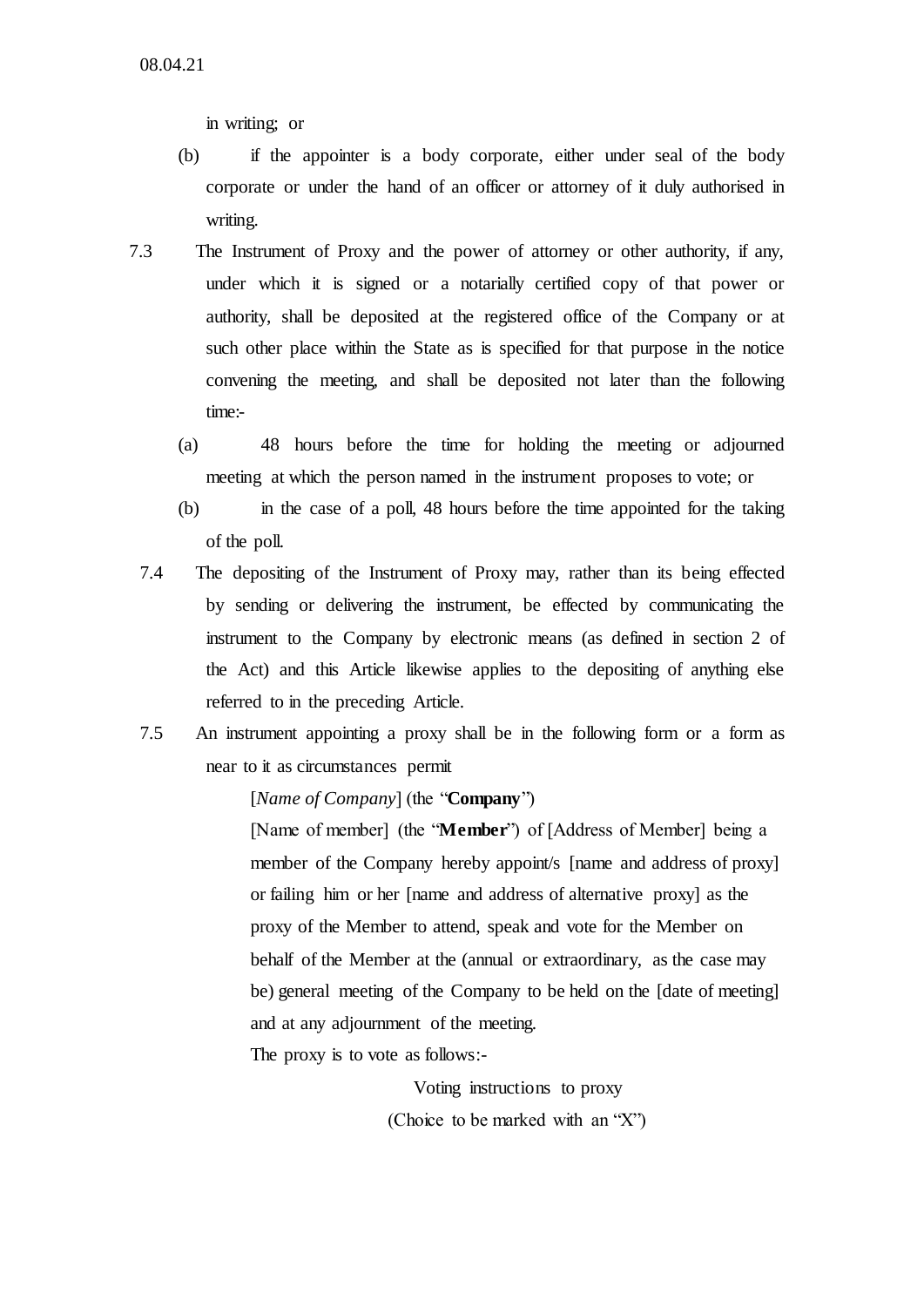in writing; or

(b) if the appointer is a body corporate, either under seal of the body corporate or under the hand of an officer or attorney of it duly authorised in writing.

7.3 The Instrument of Proxy and the power of attorney or other authority, if any, under which it is signed or a notarially certified copy of that power or authority, shall be deposited at the registered office of the Company or at such other place within the State as is specified for that purpose in the notice convening the meeting, and shall be deposited not later than the following time:-

(a) 48 hours before the time for holding the meeting or adjourned meeting at which the person named in the instrument proposes to vote; or

(b) in the case of a poll, 48 hours before the time appointed for the taking of the poll.

7.4 The depositing of the Instrument of Proxy may, rather than its being effected by sending or delivering the instrument, be effected by communicating the instrument to the Company by electronic means (as defined in section 2 of the Act) and this Article likewise applies to the depositing of anything else referred to in the preceding Article.

7.5 An instrument appointing a proxy shall be in the following form or a form as near to it as circumstances permit

> [*Name of Company*] (the "**Company**")
>
> [Name of member] (the "**Member**") of [Address of Member] being a member of the Company hereby appoint/s [name and address of proxy] or failing him or her [name and address of alternative proxy] as the proxy of the Member to attend, speak and vote for the Member on behalf of the Member at the (annual or extraordinary, as the case may be) general meeting of the Company to be held on the [date of meeting] and at any adjournment of the meeting.
>
> The proxy is to vote as follows:-
>
> Voting instructions to proxy
>
> (Choice to be marked with an "X")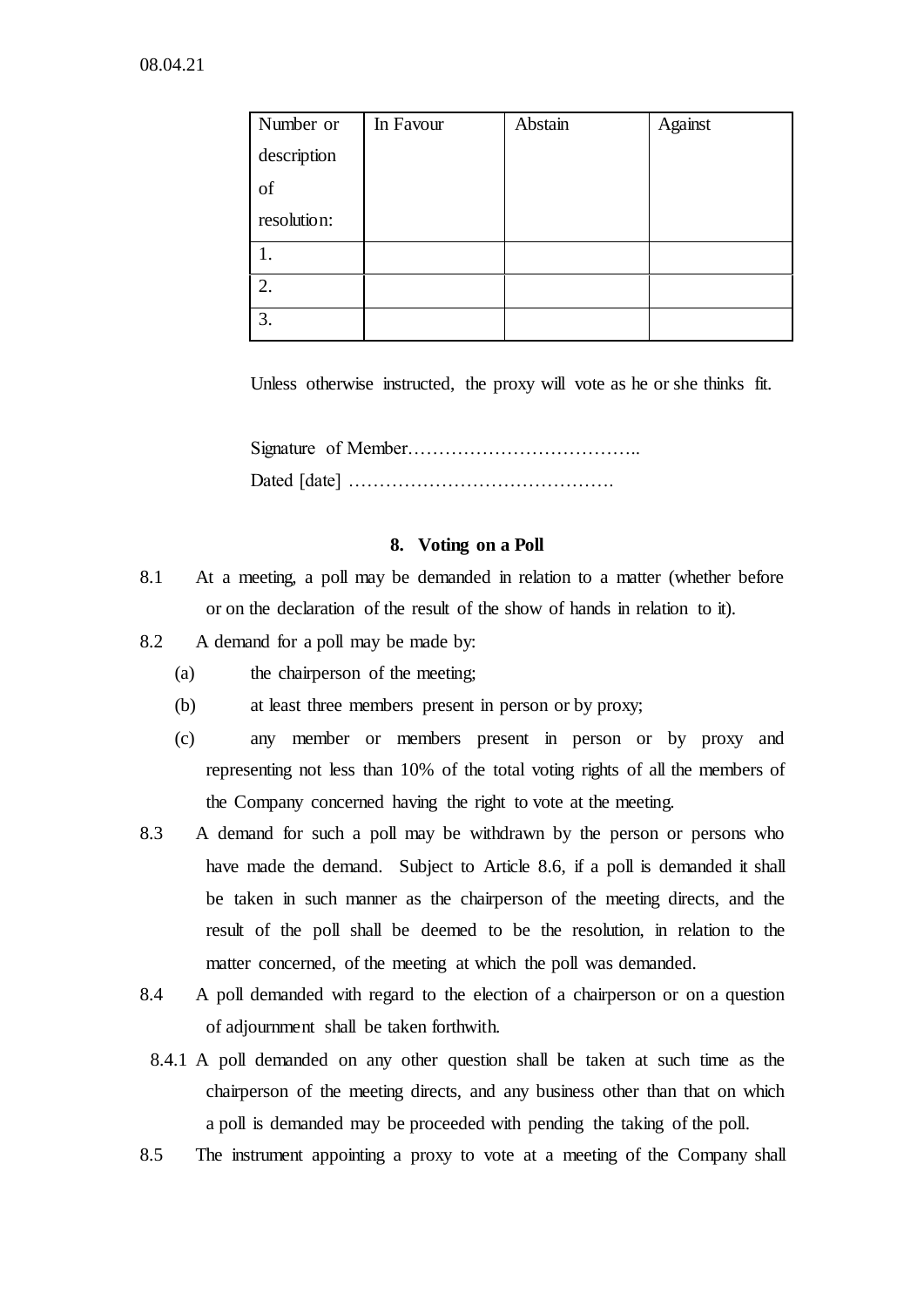08.04.21

| Number or description of resolution: | In Favour | Abstain | Against |
| --- | --- | --- | --- |
| 1. | | | |
| 2. | | | |
| 3. | | | |

Unless otherwise instructed, the proxy will vote as he or she thinks fit.

Signature of Member………………………………..

Dated [date] …………………………………….

## 8. Voting on a Poll

8.1 At a meeting, a poll may be demanded in relation to a matter (whether before or on the declaration of the result of the show of hands in relation to it).

8.2 A demand for a poll may be made by:

(a) the chairperson of the meeting;

(b) at least three members present in person or by proxy;

(c) any member or members present in person or by proxy and representing not less than 10% of the total voting rights of all the members of the Company concerned having the right to vote at the meeting.

8.3 A demand for such a poll may be withdrawn by the person or persons who have made the demand. Subject to Article 8.6, if a poll is demanded it shall be taken in such manner as the chairperson of the meeting directs, and the result of the poll shall be deemed to be the resolution, in relation to the matter concerned, of the meeting at which the poll was demanded.

8.4 A poll demanded with regard to the election of a chairperson or on a question of adjournment shall be taken forthwith.

8.4.1 A poll demanded on any other question shall be taken at such time as the chairperson of the meeting directs, and any business other than that on which a poll is demanded may be proceeded with pending the taking of the poll.

8.5 The instrument appointing a proxy to vote at a meeting of the Company shall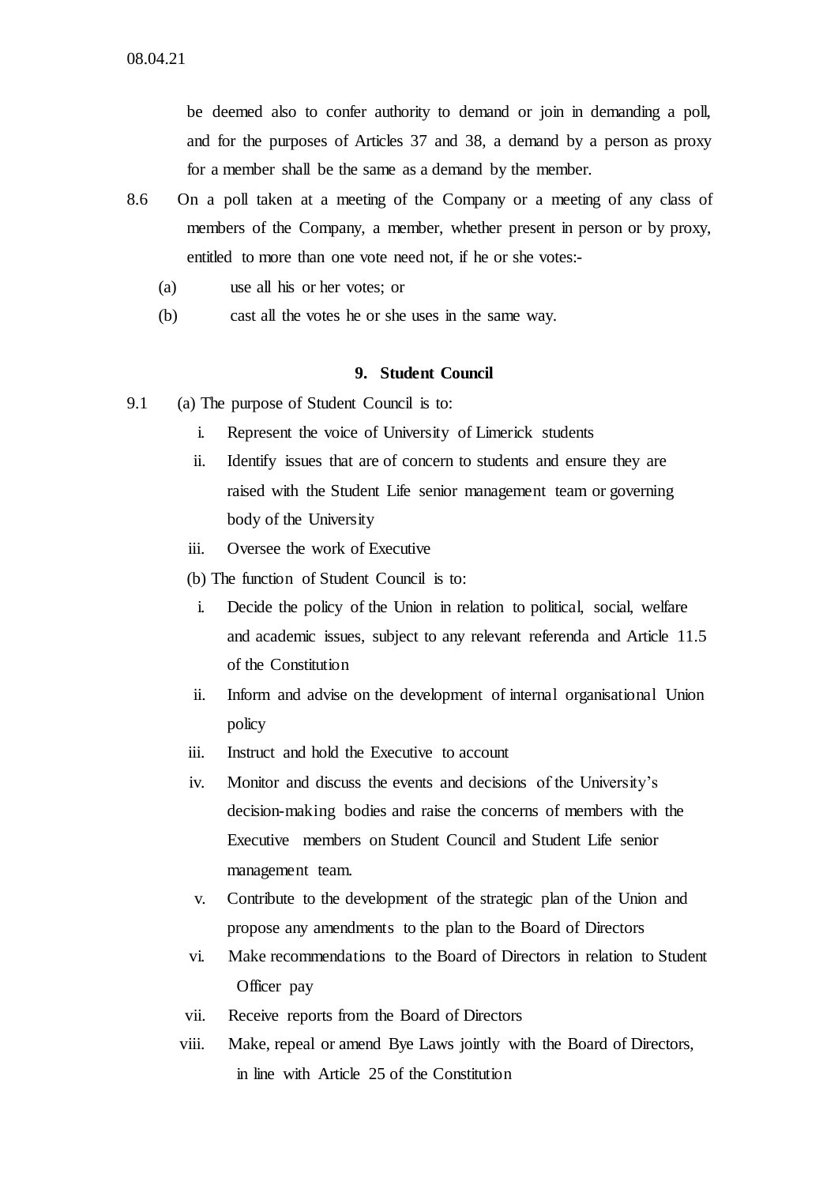be deemed also to confer authority to demand or join in demanding a poll, and for the purposes of Articles 37 and 38, a demand by a person as proxy for a member shall be the same as a demand by the member.

8.6 On a poll taken at a meeting of the Company or a meeting of any class of members of the Company, a member, whether present in person or by proxy, entitled to more than one vote need not, if he or she votes:-

(a) use all his or her votes; or

(b) cast all the votes he or she uses in the same way.

## 9. Student Council

9.1 (a) The purpose of Student Council is to:

i. Represent the voice of University of Limerick students

ii. Identify issues that are of concern to students and ensure they are raised with the Student Life senior management team or governing body of the University

iii. Oversee the work of Executive

(b) The function of Student Council is to:

i. Decide the policy of the Union in relation to political, social, welfare and academic issues, subject to any relevant referenda and Article 11.5 of the Constitution

ii. Inform and advise on the development of internal organisational Union policy

iii. Instruct and hold the Executive to account

iv. Monitor and discuss the events and decisions of the University's decision-making bodies and raise the concerns of members with the Executive members on Student Council and Student Life senior management team.

v. Contribute to the development of the strategic plan of the Union and propose any amendments to the plan to the Board of Directors

vi. Make recommendations to the Board of Directors in relation to Student Officer pay

vii. Receive reports from the Board of Directors

viii. Make, repeal or amend Bye Laws jointly with the Board of Directors, in line with Article 25 of the Constitution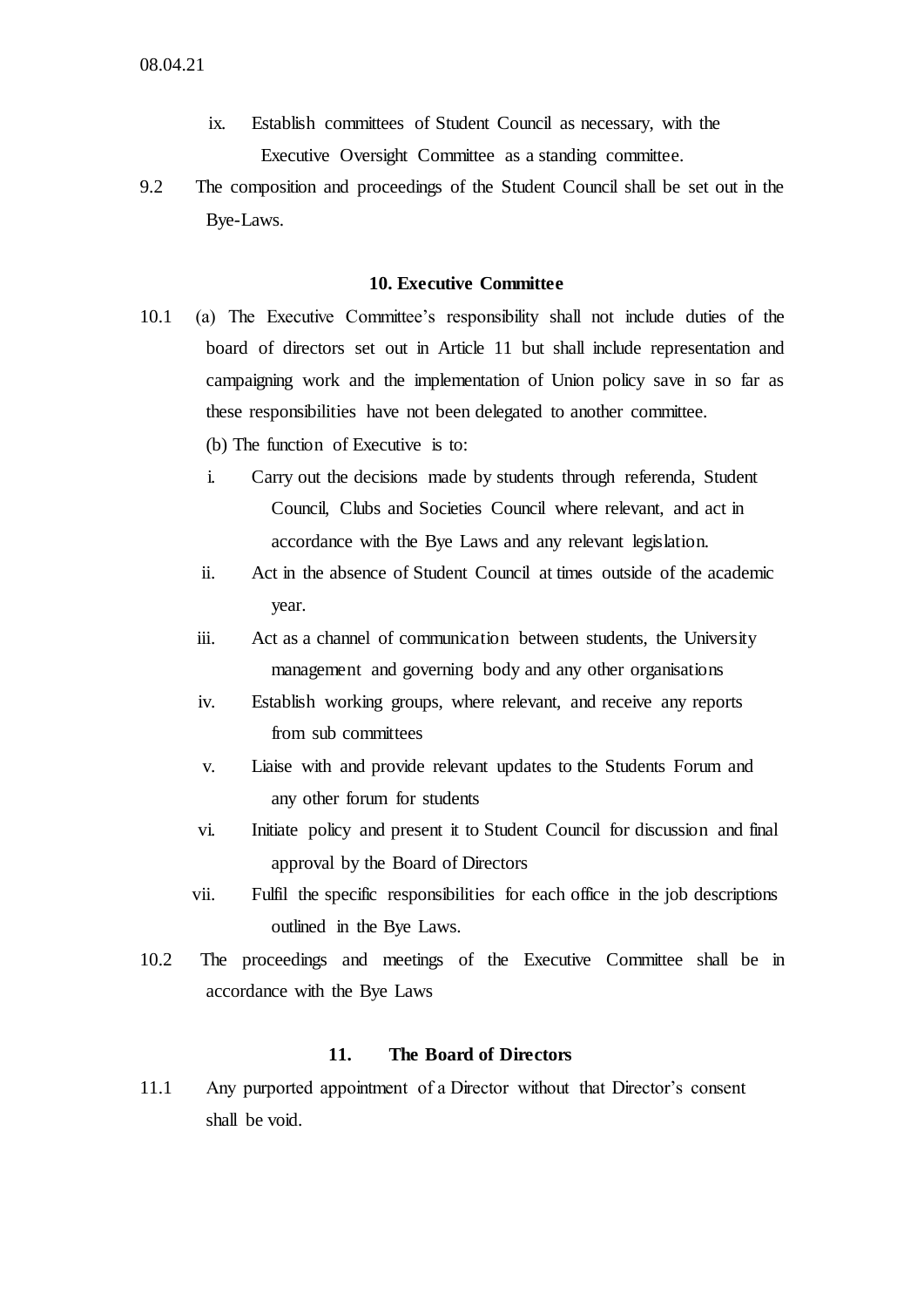ix. Establish committees of Student Council as necessary, with the Executive Oversight Committee as a standing committee.

9.2 The composition and proceedings of the Student Council shall be set out in the Bye-Laws.

## 10. Executive Committee

10.1 (a) The Executive Committee's responsibility shall not include duties of the board of directors set out in Article 11 but shall include representation and campaigning work and the implementation of Union policy save in so far as these responsibilities have not been delegated to another committee.

(b) The function of Executive is to:

i. Carry out the decisions made by students through referenda, Student Council, Clubs and Societies Council where relevant, and act in accordance with the Bye Laws and any relevant legislation.

ii. Act in the absence of Student Council at times outside of the academic year.

iii. Act as a channel of communication between students, the University management and governing body and any other organisations

iv. Establish working groups, where relevant, and receive any reports from sub committees

v. Liaise with and provide relevant updates to the Students Forum and any other forum for students

vi. Initiate policy and present it to Student Council for discussion and final approval by the Board of Directors

vii. Fulfil the specific responsibilities for each office in the job descriptions outlined in the Bye Laws.

10.2 The proceedings and meetings of the Executive Committee shall be in accordance with the Bye Laws

## 11. The Board of Directors

11.1 Any purported appointment of a Director without that Director's consent shall be void.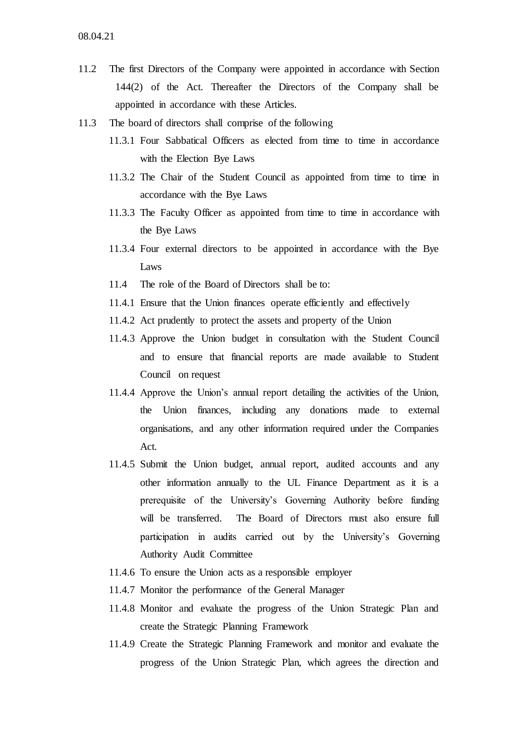11.2 The first Directors of the Company were appointed in accordance with Section 144(2) of the Act. Thereafter the Directors of the Company shall be appointed in accordance with these Articles.

11.3 The board of directors shall comprise of the following

- 11.3.1 Four Sabbatical Officers as elected from time to time in accordance with the Election Bye Laws
- 11.3.2 The Chair of the Student Council as appointed from time to time in accordance with the Bye Laws
- 11.3.3 The Faculty Officer as appointed from time to time in accordance with the Bye Laws
- 11.3.4 Four external directors to be appointed in accordance with the Bye Laws

11.4 The role of the Board of Directors shall be to:

- 11.4.1 Ensure that the Union finances operate efficiently and effectively
- 11.4.2 Act prudently to protect the assets and property of the Union
- 11.4.3 Approve the Union budget in consultation with the Student Council and to ensure that financial reports are made available to Student Council on request
- 11.4.4 Approve the Union's annual report detailing the activities of the Union, the Union finances, including any donations made to external organisations, and any other information required under the Companies Act.
- 11.4.5 Submit the Union budget, annual report, audited accounts and any other information annually to the UL Finance Department as it is a prerequisite of the University's Governing Authority before funding will be transferred. The Board of Directors must also ensure full participation in audits carried out by the University's Governing Authority Audit Committee
- 11.4.6 To ensure the Union acts as a responsible employer
- 11.4.7 Monitor the performance of the General Manager
- 11.4.8 Monitor and evaluate the progress of the Union Strategic Plan and create the Strategic Planning Framework
- 11.4.9 Create the Strategic Planning Framework and monitor and evaluate the progress of the Union Strategic Plan, which agrees the direction and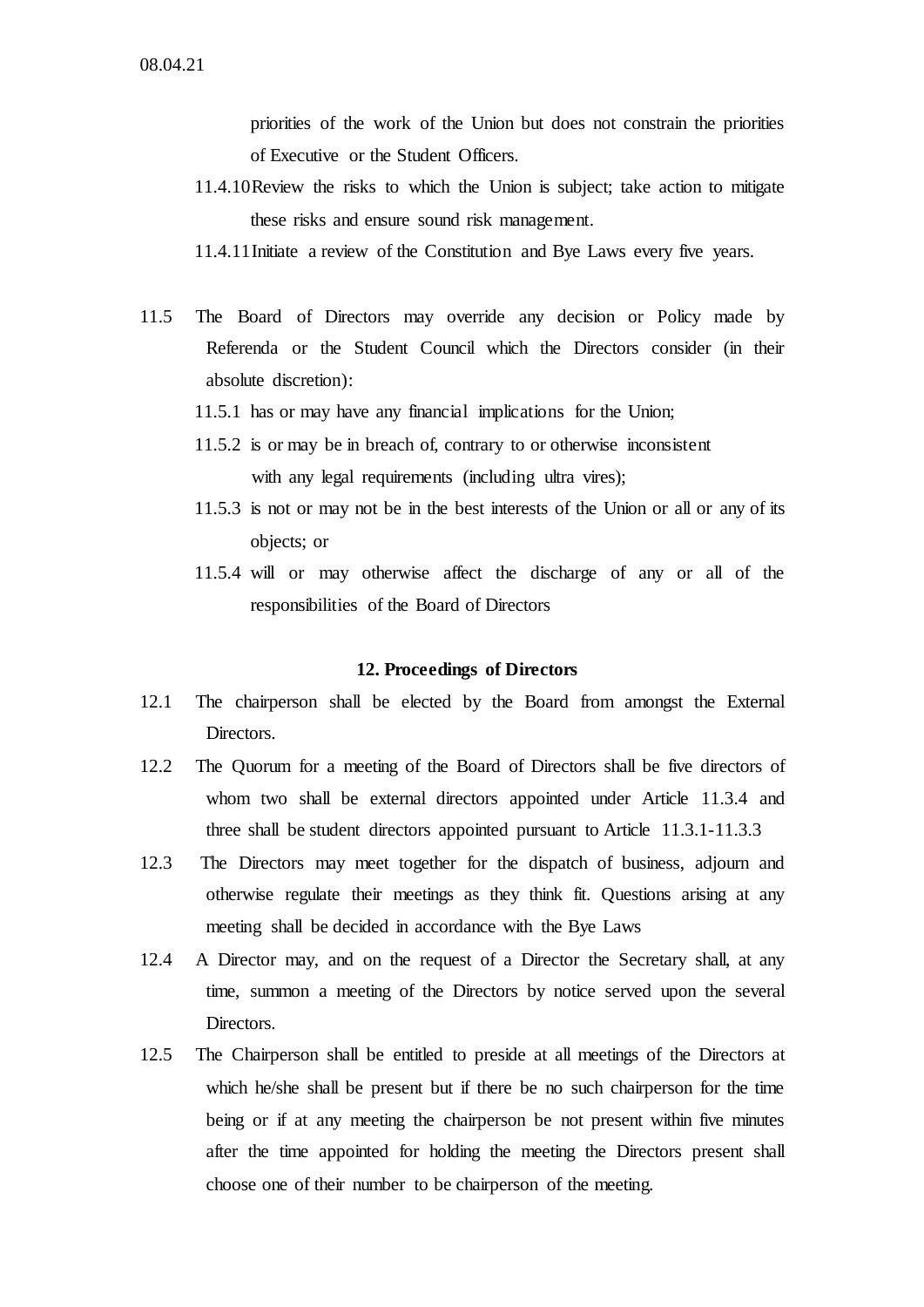priorities of the work of the Union but does not constrain the priorities of Executive or the Student Officers.

11.4.10 Review the risks to which the Union is subject; take action to mitigate these risks and ensure sound risk management.

11.4.11 Initiate a review of the Constitution and Bye Laws every five years.

11.5 The Board of Directors may override any decision or Policy made by Referenda or the Student Council which the Directors consider (in their absolute discretion):

11.5.1 has or may have any financial implications for the Union;

11.5.2 is or may be in breach of, contrary to or otherwise inconsistent with any legal requirements (including ultra vires);

11.5.3 is not or may not be in the best interests of the Union or all or any of its objects; or

11.5.4 will or may otherwise affect the discharge of any or all of the responsibilities of the Board of Directors

**12. Proceedings of Directors**

12.1 The chairperson shall be elected by the Board from amongst the External Directors.

12.2 The Quorum for a meeting of the Board of Directors shall be five directors of whom two shall be external directors appointed under Article 11.3.4 and three shall be student directors appointed pursuant to Article 11.3.1-11.3.3

12.3 The Directors may meet together for the dispatch of business, adjourn and otherwise regulate their meetings as they think fit. Questions arising at any meeting shall be decided in accordance with the Bye Laws

12.4 A Director may, and on the request of a Director the Secretary shall, at any time, summon a meeting of the Directors by notice served upon the several Directors.

12.5 The Chairperson shall be entitled to preside at all meetings of the Directors at which he/she shall be present but if there be no such chairperson for the time being or if at any meeting the chairperson be not present within five minutes after the time appointed for holding the meeting the Directors present shall choose one of their number to be chairperson of the meeting.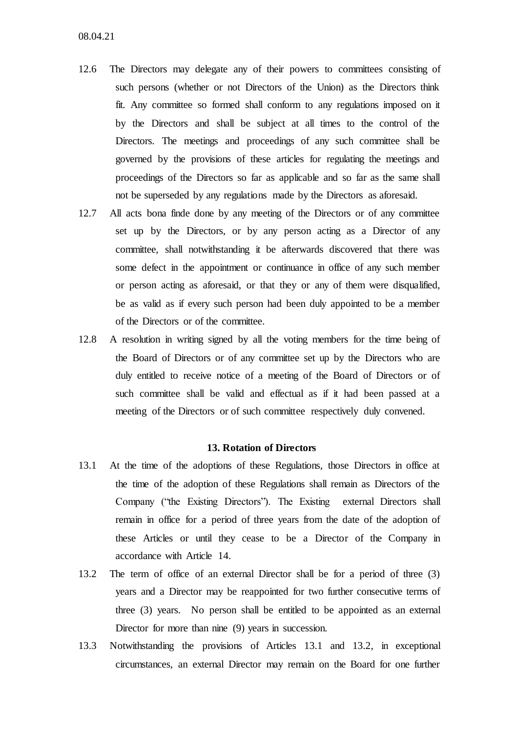12.6 The Directors may delegate any of their powers to committees consisting of such persons (whether or not Directors of the Union) as the Directors think fit. Any committee so formed shall conform to any regulations imposed on it by the Directors and shall be subject at all times to the control of the Directors. The meetings and proceedings of any such committee shall be governed by the provisions of these articles for regulating the meetings and proceedings of the Directors so far as applicable and so far as the same shall not be superseded by any regulations made by the Directors as aforesaid.

12.7 All acts bona finde done by any meeting of the Directors or of any committee set up by the Directors, or by any person acting as a Director of any committee, shall notwithstanding it be afterwards discovered that there was some defect in the appointment or continuance in office of any such member or person acting as aforesaid, or that they or any of them were disqualified, be as valid as if every such person had been duly appointed to be a member of the Directors or of the committee.

12.8 A resolution in writing signed by all the voting members for the time being of the Board of Directors or of any committee set up by the Directors who are duly entitled to receive notice of a meeting of the Board of Directors or of such committee shall be valid and effectual as if it had been passed at a meeting of the Directors or of such committee respectively duly convened.

## 13. Rotation of Directors

13.1 At the time of the adoptions of these Regulations, those Directors in office at the time of the adoption of these Regulations shall remain as Directors of the Company ("the Existing Directors"). The Existing external Directors shall remain in office for a period of three years from the date of the adoption of these Articles or until they cease to be a Director of the Company in accordance with Article 14.

13.2 The term of office of an external Director shall be for a period of three (3) years and a Director may be reappointed for two further consecutive terms of three (3) years. No person shall be entitled to be appointed as an external Director for more than nine (9) years in succession.

13.3 Notwithstanding the provisions of Articles 13.1 and 13.2, in exceptional circumstances, an external Director may remain on the Board for one further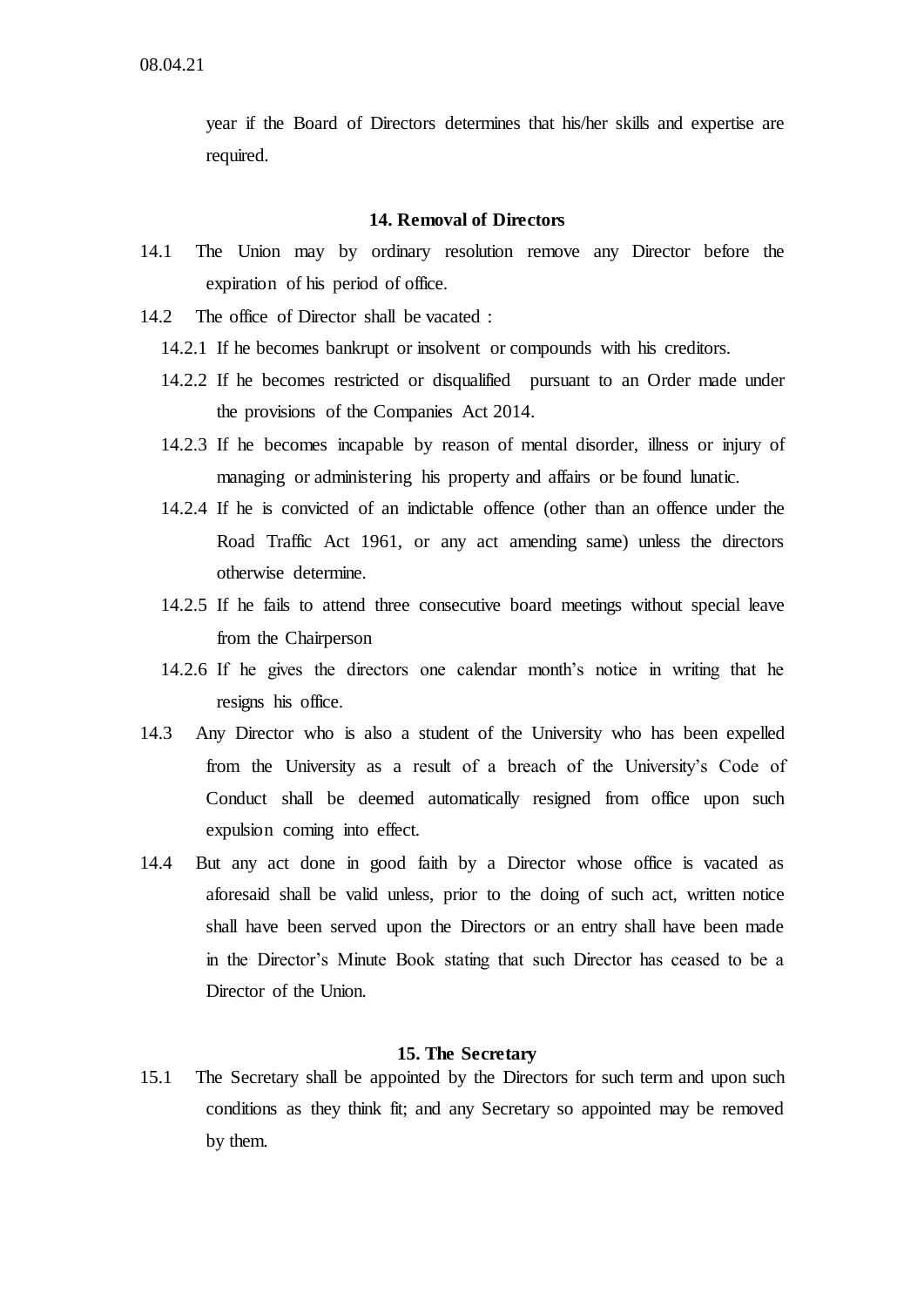year if the Board of Directors determines that his/her skills and expertise are required.

## 14. Removal of Directors

14.1 The Union may by ordinary resolution remove any Director before the expiration of his period of office.

14.2 The office of Director shall be vacated :

14.2.1 If he becomes bankrupt or insolvent or compounds with his creditors.

14.2.2 If he becomes restricted or disqualified pursuant to an Order made under the provisions of the Companies Act 2014.

14.2.3 If he becomes incapable by reason of mental disorder, illness or injury of managing or administering his property and affairs or be found lunatic.

14.2.4 If he is convicted of an indictable offence (other than an offence under the Road Traffic Act 1961, or any act amending same) unless the directors otherwise determine.

14.2.5 If he fails to attend three consecutive board meetings without special leave from the Chairperson

14.2.6 If he gives the directors one calendar month's notice in writing that he resigns his office.

14.3 Any Director who is also a student of the University who has been expelled from the University as a result of a breach of the University's Code of Conduct shall be deemed automatically resigned from office upon such expulsion coming into effect.

14.4 But any act done in good faith by a Director whose office is vacated as aforesaid shall be valid unless, prior to the doing of such act, written notice shall have been served upon the Directors or an entry shall have been made in the Director's Minute Book stating that such Director has ceased to be a Director of the Union.

## 15. The Secretary

15.1 The Secretary shall be appointed by the Directors for such term and upon such conditions as they think fit; and any Secretary so appointed may be removed by them.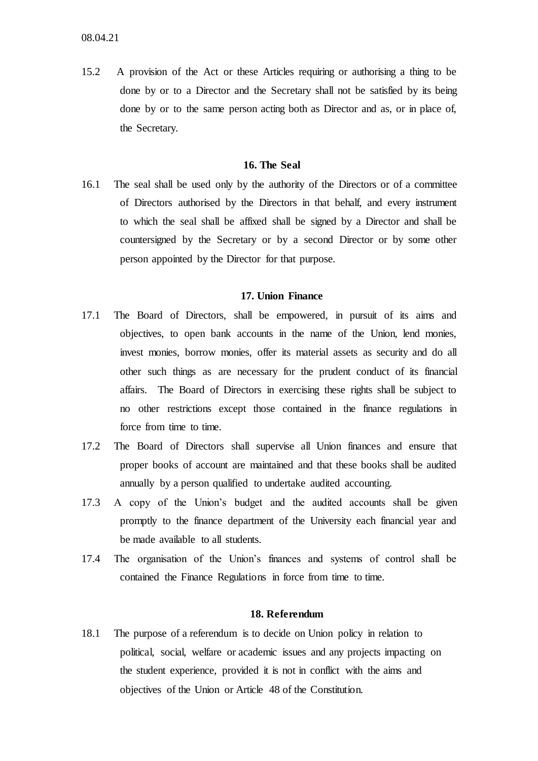15.2 A provision of the Act or these Articles requiring or authorising a thing to be done by or to a Director and the Secretary shall not be satisfied by its being done by or to the same person acting both as Director and as, or in place of, the Secretary.

## 16. The Seal

16.1 The seal shall be used only by the authority of the Directors or of a committee of Directors authorised by the Directors in that behalf, and every instrument to which the seal shall be affixed shall be signed by a Director and shall be countersigned by the Secretary or by a second Director or by some other person appointed by the Director for that purpose.

## 17. Union Finance

17.1 The Board of Directors, shall be empowered, in pursuit of its aims and objectives, to open bank accounts in the name of the Union, lend monies, invest monies, borrow monies, offer its material assets as security and do all other such things as are necessary for the prudent conduct of its financial affairs. The Board of Directors in exercising these rights shall be subject to no other restrictions except those contained in the finance regulations in force from time to time.

17.2 The Board of Directors shall supervise all Union finances and ensure that proper books of account are maintained and that these books shall be audited annually by a person qualified to undertake audited accounting.

17.3 A copy of the Union's budget and the audited accounts shall be given promptly to the finance department of the University each financial year and be made available to all students.

17.4 The organisation of the Union's finances and systems of control shall be contained the Finance Regulations in force from time to time.

## 18. Referendum

18.1 The purpose of a referendum is to decide on Union policy in relation to political, social, welfare or academic issues and any projects impacting on the student experience, provided it is not in conflict with the aims and objectives of the Union or Article 48 of the Constitution.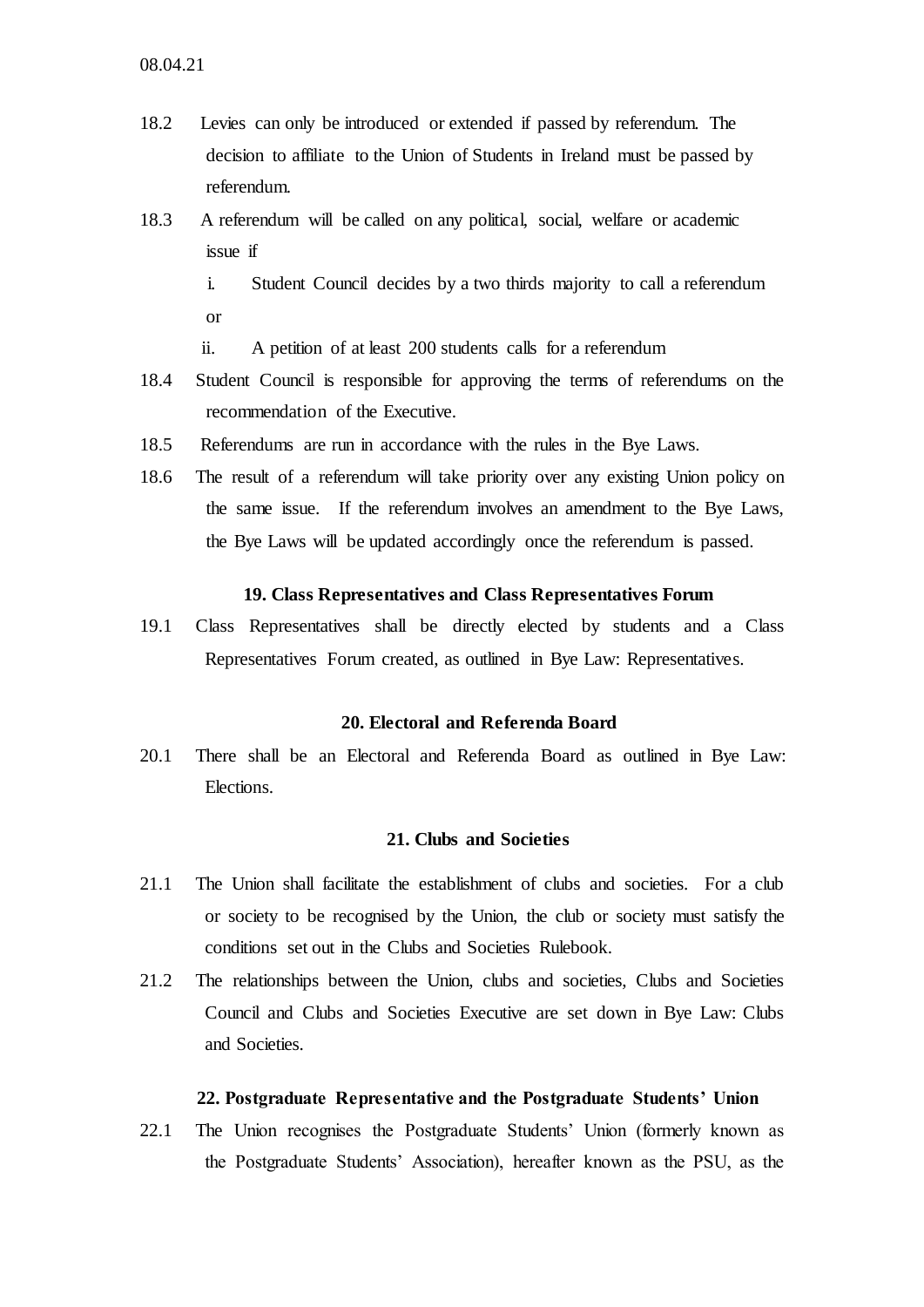18.2 Levies can only be introduced or extended if passed by referendum. The decision to affiliate to the Union of Students in Ireland must be passed by referendum.

18.3 A referendum will be called on any political, social, welfare or academic issue if

i. Student Council decides by a two thirds majority to call a referendum or

ii. A petition of at least 200 students calls for a referendum

18.4 Student Council is responsible for approving the terms of referendums on the recommendation of the Executive.

18.5 Referendums are run in accordance with the rules in the Bye Laws.

18.6 The result of a referendum will take priority over any existing Union policy on the same issue. If the referendum involves an amendment to the Bye Laws, the Bye Laws will be updated accordingly once the referendum is passed.

## 19. Class Representatives and Class Representatives Forum

19.1 Class Representatives shall be directly elected by students and a Class Representatives Forum created, as outlined in Bye Law: Representatives.

## 20. Electoral and Referenda Board

20.1 There shall be an Electoral and Referenda Board as outlined in Bye Law: Elections.

## 21. Clubs and Societies

21.1 The Union shall facilitate the establishment of clubs and societies. For a club or society to be recognised by the Union, the club or society must satisfy the conditions set out in the Clubs and Societies Rulebook.

21.2 The relationships between the Union, clubs and societies, Clubs and Societies Council and Clubs and Societies Executive are set down in Bye Law: Clubs and Societies.

## 22. Postgraduate Representative and the Postgraduate Students' Union

22.1 The Union recognises the Postgraduate Students' Union (formerly known as the Postgraduate Students' Association), hereafter known as the PSU, as the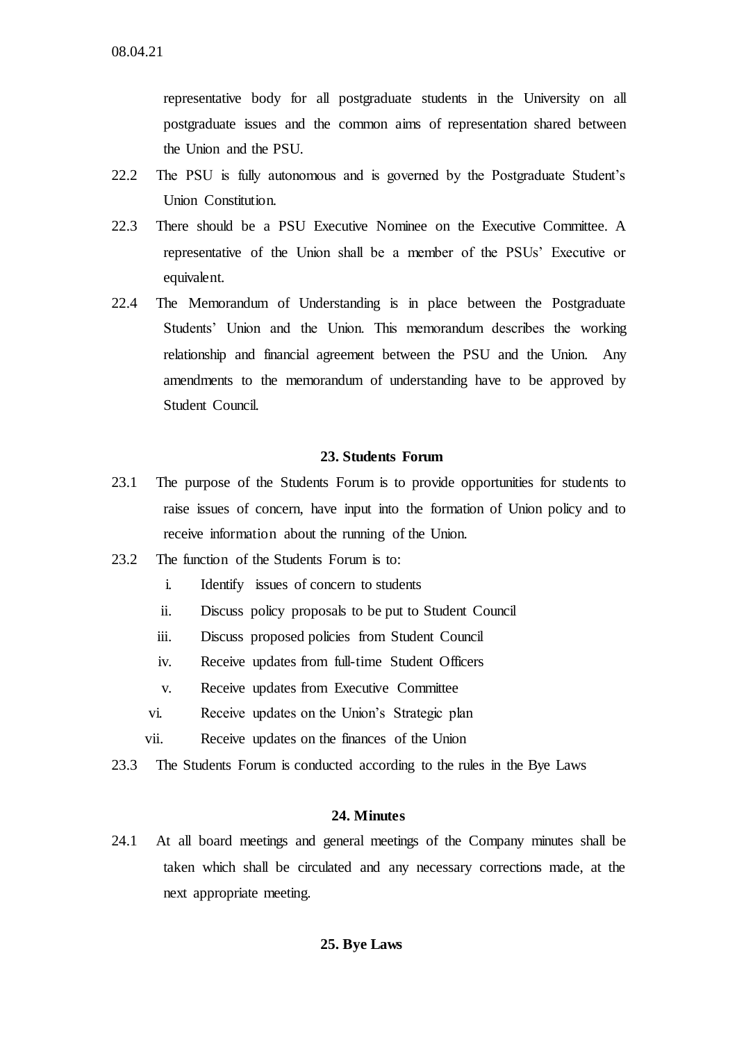representative body for all postgraduate students in the University on all postgraduate issues and the common aims of representation shared between the Union and the PSU.

22.2 The PSU is fully autonomous and is governed by the Postgraduate Student's Union Constitution.

22.3 There should be a PSU Executive Nominee on the Executive Committee. A representative of the Union shall be a member of the PSUs' Executive or equivalent.

22.4 The Memorandum of Understanding is in place between the Postgraduate Students' Union and the Union. This memorandum describes the working relationship and financial agreement between the PSU and the Union. Any amendments to the memorandum of understanding have to be approved by Student Council.

## 23. Students Forum

23.1 The purpose of the Students Forum is to provide opportunities for students to raise issues of concern, have input into the formation of Union policy and to receive information about the running of the Union.

23.2 The function of the Students Forum is to:

i. Identify issues of concern to students
ii. Discuss policy proposals to be put to Student Council
iii. Discuss proposed policies from Student Council
iv. Receive updates from full-time Student Officers
v. Receive updates from Executive Committee
vi. Receive updates on the Union's Strategic plan
vii. Receive updates on the finances of the Union

23.3 The Students Forum is conducted according to the rules in the Bye Laws

## 24. Minutes

24.1 At all board meetings and general meetings of the Company minutes shall be taken which shall be circulated and any necessary corrections made, at the next appropriate meeting.

## 25. Bye Laws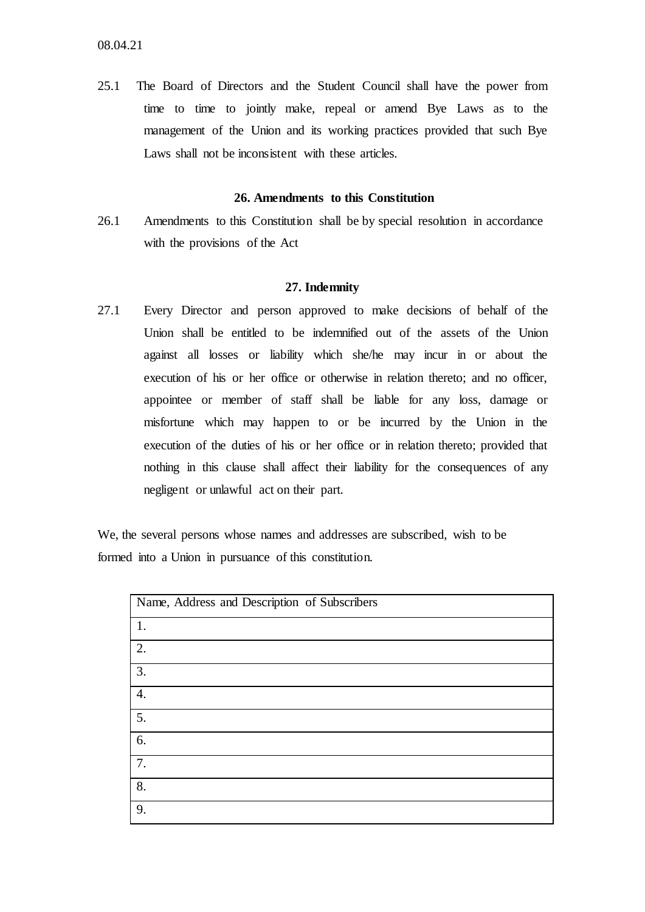25.1 The Board of Directors and the Student Council shall have the power from time to time to jointly make, repeal or amend Bye Laws as to the management of the Union and its working practices provided that such Bye Laws shall not be inconsistent with these articles.

## 26. Amendments to this Constitution

26.1 Amendments to this Constitution shall be by special resolution in accordance with the provisions of the Act

## 27. Indemnity

27.1 Every Director and person approved to make decisions of behalf of the Union shall be entitled to be indemnified out of the assets of the Union against all losses or liability which she/he may incur in or about the execution of his or her office or otherwise in relation thereto; and no officer, appointee or member of staff shall be liable for any loss, damage or misfortune which may happen to or be incurred by the Union in the execution of the duties of his or her office or in relation thereto; provided that nothing in this clause shall affect their liability for the consequences of any negligent or unlawful act on their part.

We, the several persons whose names and addresses are subscribed, wish to be formed into a Union in pursuance of this constitution.

| Name, Address and Description of Subscribers |
|---|
| 1. |
| 2. |
| 3. |
| 4. |
| 5. |
| 6. |
| 7. |
| 8. |
| 9. |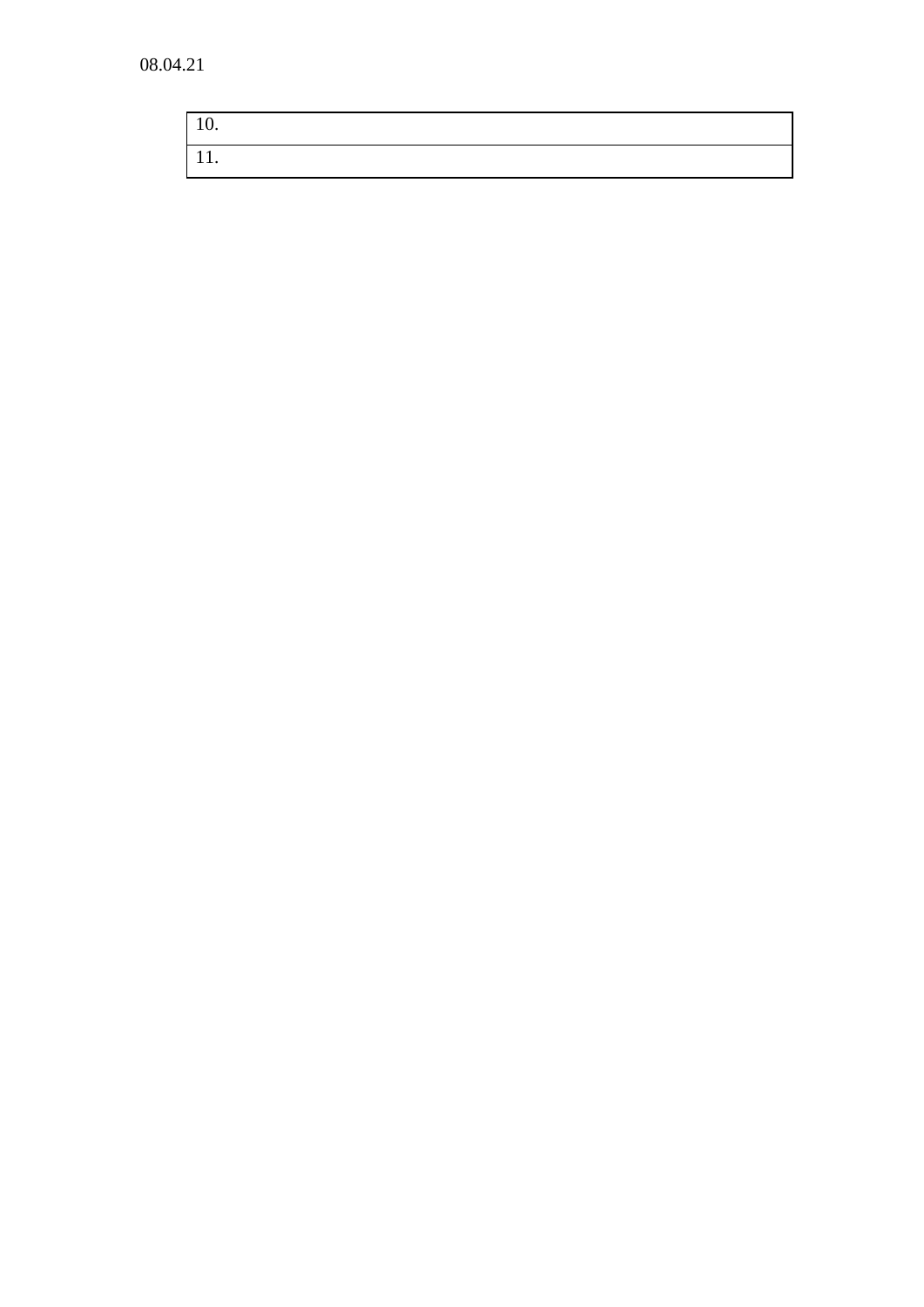| |
|---|
| 10. |
| 11. |